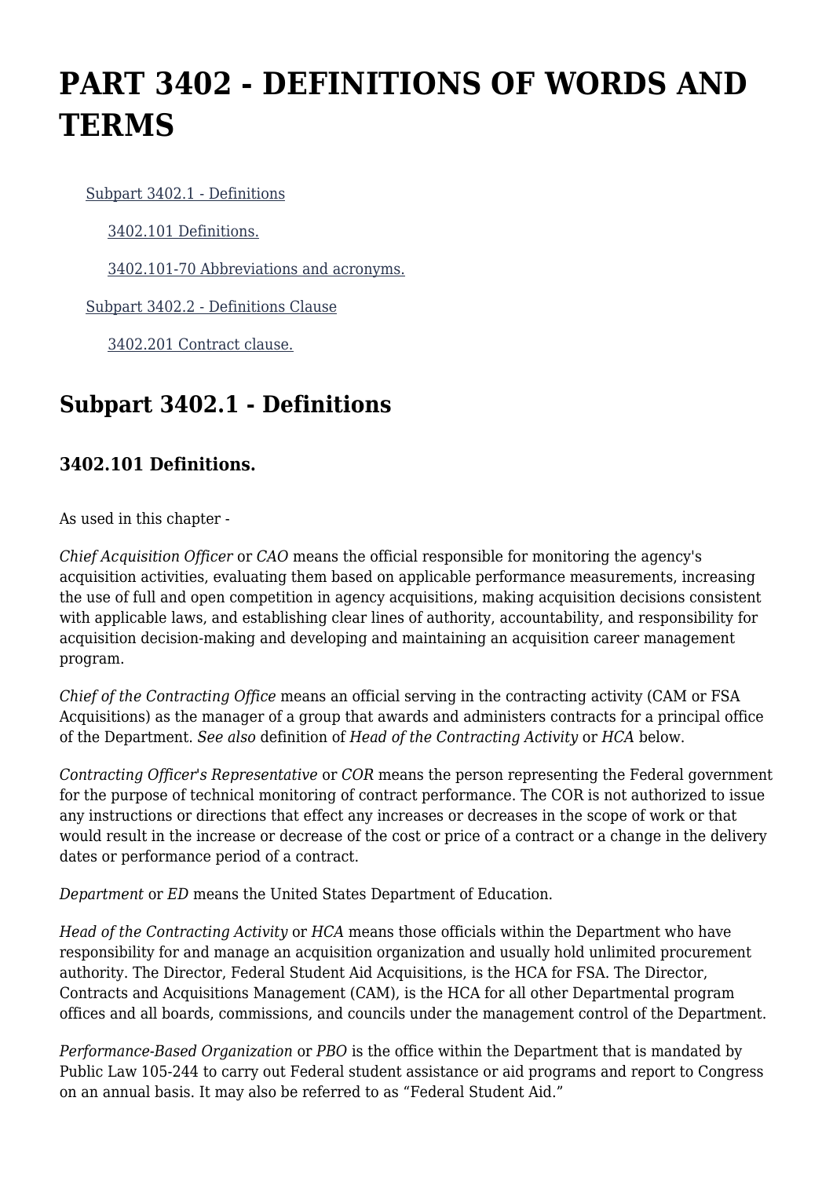# PART 3402 - DEFINITIONS OF WORDS AND TERMS

- Subpart 3402.1 - Definitions
  - 3402.101 Definitions.
  - 3402.101-70 Abbreviations and acronyms.
- Subpart 3402.2 - Definitions Clause
  - 3402.201 Contract clause.

## Subpart 3402.1 - Definitions

### 3402.101 Definitions.

As used in this chapter -

*Chief Acquisition Officer* or *CAO* means the official responsible for monitoring the agency's acquisition activities, evaluating them based on applicable performance measurements, increasing the use of full and open competition in agency acquisitions, making acquisition decisions consistent with applicable laws, and establishing clear lines of authority, accountability, and responsibility for acquisition decision-making and developing and maintaining an acquisition career management program.

*Chief of the Contracting Office* means an official serving in the contracting activity (CAM or FSA Acquisitions) as the manager of a group that awards and administers contracts for a principal office of the Department. *See also* definition of *Head of the Contracting Activity* or *HCA* below.

*Contracting Officer's Representative* or *COR* means the person representing the Federal government for the purpose of technical monitoring of contract performance. The COR is not authorized to issue any instructions or directions that effect any increases or decreases in the scope of work or that would result in the increase or decrease of the cost or price of a contract or a change in the delivery dates or performance period of a contract.

*Department* or *ED* means the United States Department of Education.

*Head of the Contracting Activity* or *HCA* means those officials within the Department who have responsibility for and manage an acquisition organization and usually hold unlimited procurement authority. The Director, Federal Student Aid Acquisitions, is the HCA for FSA. The Director, Contracts and Acquisitions Management (CAM), is the HCA for all other Departmental program offices and all boards, commissions, and councils under the management control of the Department.

*Performance-Based Organization* or *PBO* is the office within the Department that is mandated by Public Law 105-244 to carry out Federal student assistance or aid programs and report to Congress on an annual basis. It may also be referred to as “Federal Student Aid.”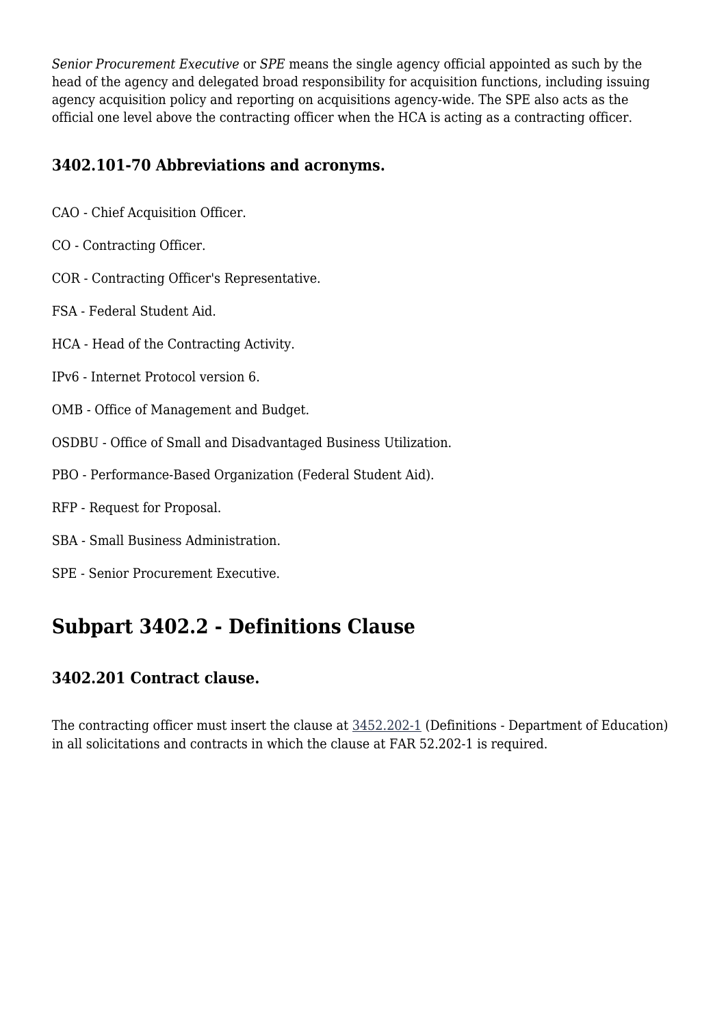*Senior Procurement Executive* or *SPE* means the single agency official appointed as such by the head of the agency and delegated broad responsibility for acquisition functions, including issuing agency acquisition policy and reporting on acquisitions agency-wide. The SPE also acts as the official one level above the contracting officer when the HCA is acting as a contracting officer.

### 3402.101-70 Abbreviations and acronyms.

CAO - Chief Acquisition Officer.

CO - Contracting Officer.

COR - Contracting Officer's Representative.

FSA - Federal Student Aid.

HCA - Head of the Contracting Activity.

IPv6 - Internet Protocol version 6.

OMB - Office of Management and Budget.

OSDBU - Office of Small and Disadvantaged Business Utilization.

PBO - Performance-Based Organization (Federal Student Aid).

RFP - Request for Proposal.

SBA - Small Business Administration.

SPE - Senior Procurement Executive.

## Subpart 3402.2 - Definitions Clause

### 3402.201 Contract clause.

The contracting officer must insert the clause at 3452.202-1 (Definitions - Department of Education) in all solicitations and contracts in which the clause at FAR 52.202-1 is required.